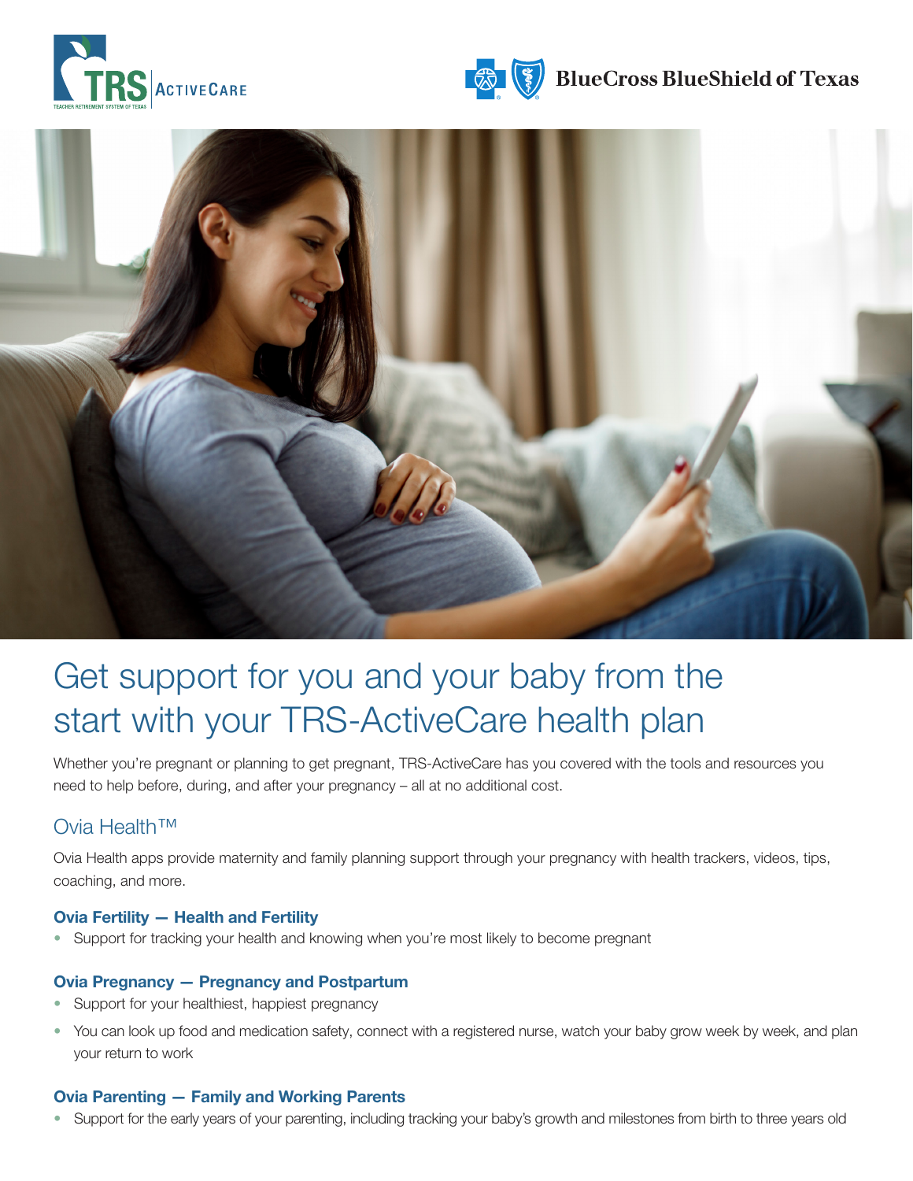# Get support for you and your baby from the start with your TRS-ActiveCare health plan

Whether you're pregnant or planning to get pregnant, TRS-ActiveCare has you covered with the tools and resources you need to help before, during, and after your pregnancy – all at no additional cost.

## Ovia Health™

Ovia Health apps provide maternity and family planning support through your pregnancy with health trackers, videos, tips, coaching, and more.

### Ovia Fertility — Health and Fertility

- Support for tracking your health and knowing when you're most likely to become pregnant

### Ovia Pregnancy — Pregnancy and Postpartum

- Support for your healthiest, happiest pregnancy
- You can look up food and medication safety, connect with a registered nurse, watch your baby grow week by week, and plan your return to work

### Ovia Parenting — Family and Working Parents

- Support for the early years of your parenting, including tracking your baby's growth and milestones from birth to three years old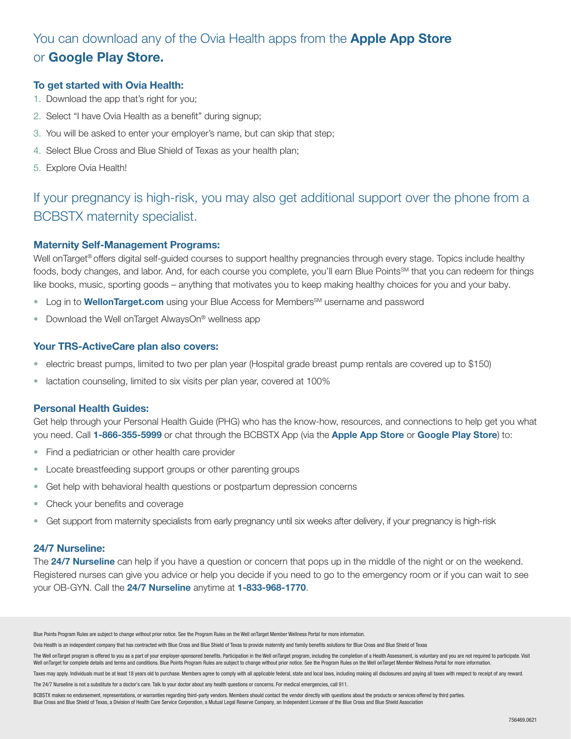## You can download any of the Ovia Health apps from the **Apple App Store** or **Google Play Store.**

### To get started with Ovia Health:

1. Download the app that's right for you;
2. Select "I have Ovia Health as a benefit" during signup;
3. You will be asked to enter your employer's name, but can skip that step;
4. Select Blue Cross and Blue Shield of Texas as your health plan;
5. Explore Ovia Health!

## If your pregnancy is high-risk, you may also get additional support over the phone from a BCBSTX maternity specialist.

### Maternity Self-Management Programs:

Well onTarget® offers digital self-guided courses to support healthy pregnancies through every stage. Topics include healthy foods, body changes, and labor. And, for each course you complete, you'll earn Blue Points℠ that you can redeem for things like books, music, sporting goods – anything that motivates you to keep making healthy choices for you and your baby.

- Log in to **WellonTarget.com** using your Blue Access for Members℠ username and password
- Download the Well onTarget AlwaysOn® wellness app

### Your TRS-ActiveCare plan also covers:

- electric breast pumps, limited to two per plan year (Hospital grade breast pump rentals are covered up to $150)
- lactation counseling, limited to six visits per plan year, covered at 100%

### Personal Health Guides:

Get help through your Personal Health Guide (PHG) who has the know-how, resources, and connections to help get you what you need. Call **1-866-355-5999** or chat through the BCBSTX App (via the **Apple App Store** or **Google Play Store**) to:

- Find a pediatrician or other health care provider
- Locate breastfeeding support groups or other parenting groups
- Get help with behavioral health questions or postpartum depression concerns
- Check your benefits and coverage
- Get support from maternity specialists from early pregnancy until six weeks after delivery, if your pregnancy is high-risk

### 24/7 Nurseline:

The **24/7 Nurseline** can help if you have a question or concern that pops up in the middle of the night or on the weekend. Registered nurses can give you advice or help you decide if you need to go to the emergency room or if you can wait to see your OB-GYN. Call the **24/7 Nurseline** anytime at **1-833-968-1770**.

Blue Points Program Rules are subject to change without prior notice. See the Program Rules on the Well onTarget Member Wellness Portal for more information.

Ovia Health is an independent company that has contracted with Blue Cross and Blue Shield of Texas to provide maternity and family benefits solutions for Blue Cross and Blue Shield of Texas

The Well onTarget program is offered to you as a part of your employer-sponsored benefits. Participation in the Well onTarget program, including the completion of a Health Assessment, is voluntary and you are not required to participate. Visit Well onTarget for complete details and terms and conditions. Blue Points Program Rules are subject to change without prior notice. See the Program Rules on the Well onTarget Member Wellness Portal for more information.

Taxes may apply. Individuals must be at least 18 years old to purchase. Members agree to comply with all applicable federal, state and local laws, including making all disclosures and paying all taxes with respect to receipt of any reward.

The 24/7 Nurseline is not a substitute for a doctor's care. Talk to your doctor about any health questions or concerns. For medical emergencies, call 911.

BCBSTX makes no endorsement, representations, or warranties regarding third-party vendors. Members should contact the vendor directly with questions about the products or services offered by third parties.
Blue Cross and Blue Shield of Texas, a Division of Health Care Service Corporation, a Mutual Legal Reserve Company, an Independent Licensee of the Blue Cross and Blue Shield Association

756469.0621